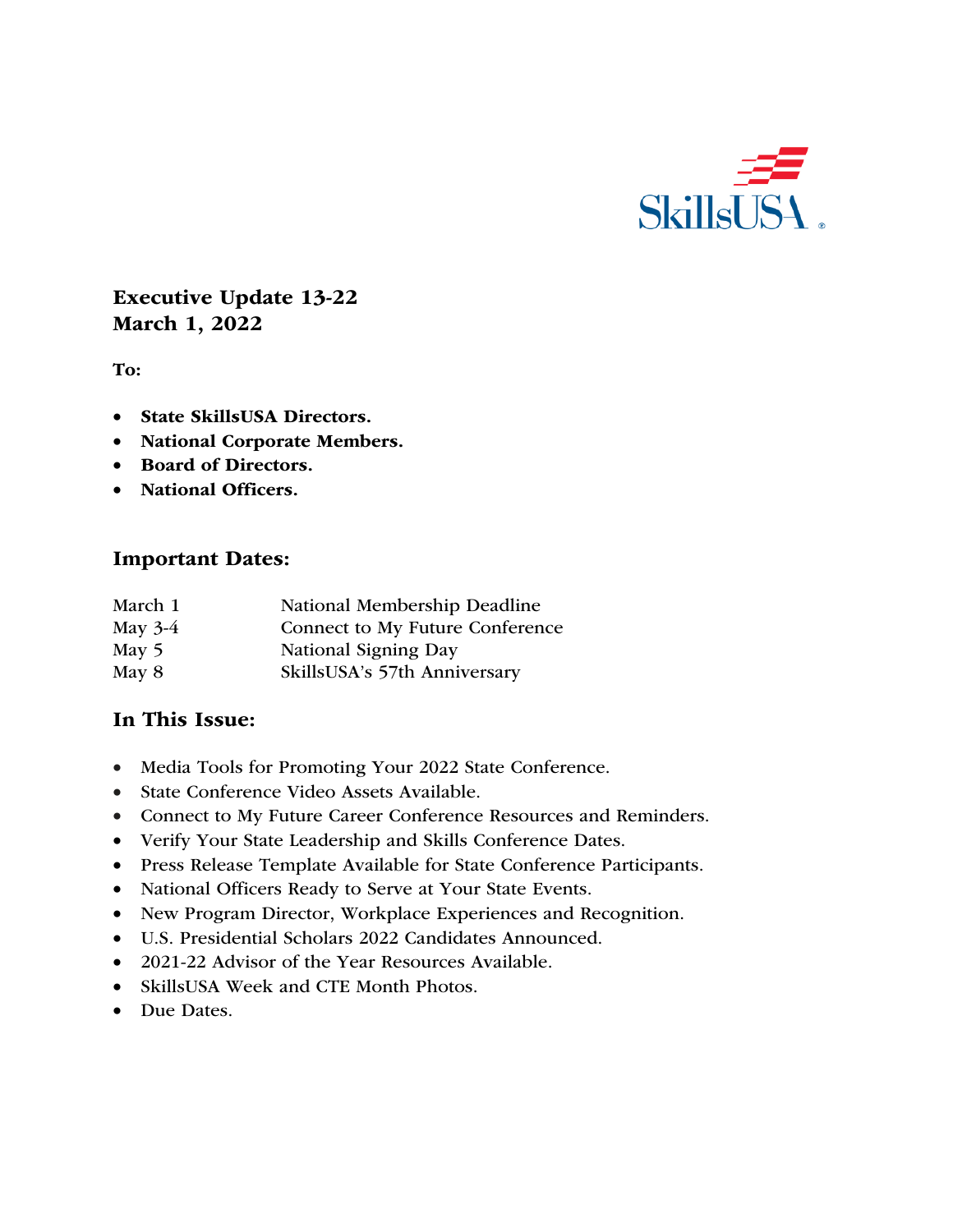SkillsUSA

**Executive Update 13-22**
**March 1, 2022**

**To:**

- **State SkillsUSA Directors.**
- **National Corporate Members.**
- **Board of Directors.**
- **National Officers.**

## Important Dates:

| | |
|---|---|
| March 1 | National Membership Deadline |
| May 3-4 | Connect to My Future Conference |
| May 5 | National Signing Day |
| May 8 | SkillsUSA's 57th Anniversary |

## In This Issue:

- Media Tools for Promoting Your 2022 State Conference.
- State Conference Video Assets Available.
- Connect to My Future Career Conference Resources and Reminders.
- Verify Your State Leadership and Skills Conference Dates.
- Press Release Template Available for State Conference Participants.
- National Officers Ready to Serve at Your State Events.
- New Program Director, Workplace Experiences and Recognition.
- U.S. Presidential Scholars 2022 Candidates Announced.
- 2021-22 Advisor of the Year Resources Available.
- SkillsUSA Week and CTE Month Photos.
- Due Dates.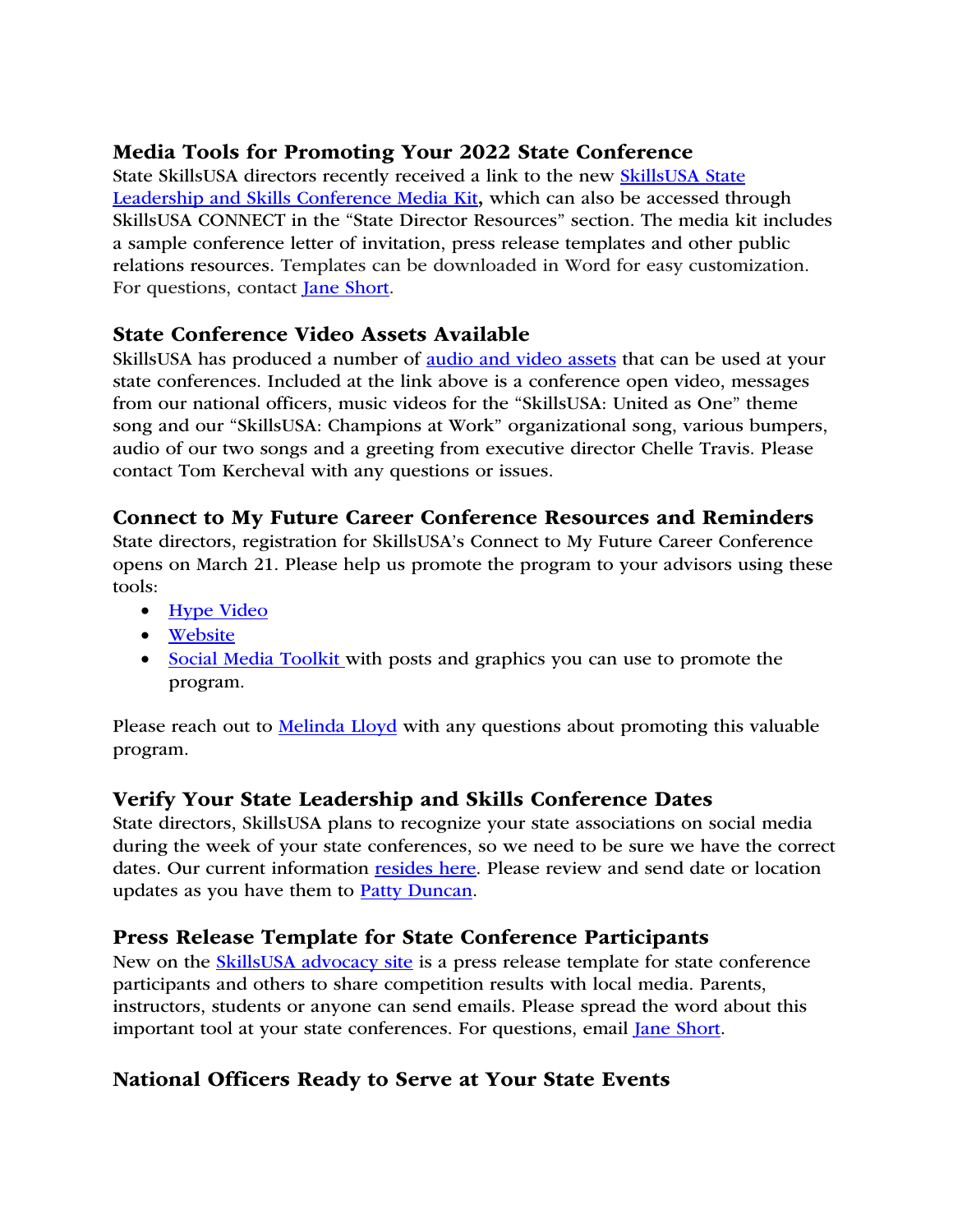### Media Tools for Promoting Your 2022 State Conference

State SkillsUSA directors recently received a link to the new SkillsUSA State Leadership and Skills Conference Media Kit**,** which can also be accessed through SkillsUSA CONNECT in the "State Director Resources" section. The media kit includes a sample conference letter of invitation, press release templates and other public relations resources. Templates can be downloaded in Word for easy customization. For questions, contact Jane Short.

### State Conference Video Assets Available

SkillsUSA has produced a number of audio and video assets that can be used at your state conferences. Included at the link above is a conference open video, messages from our national officers, music videos for the "SkillsUSA: United as One" theme song and our "SkillsUSA: Champions at Work" organizational song, various bumpers, audio of our two songs and a greeting from executive director Chelle Travis. Please contact Tom Kercheval with any questions or issues.

### Connect to My Future Career Conference Resources and Reminders

State directors, registration for SkillsUSA's Connect to My Future Career Conference opens on March 21. Please help us promote the program to your advisors using these tools:

- Hype Video
- Website
- Social Media Toolkit with posts and graphics you can use to promote the program.

Please reach out to Melinda Lloyd with any questions about promoting this valuable program.

### Verify Your State Leadership and Skills Conference Dates

State directors, SkillsUSA plans to recognize your state associations on social media during the week of your state conferences, so we need to be sure we have the correct dates. Our current information resides here. Please review and send date or location updates as you have them to Patty Duncan.

### Press Release Template for State Conference Participants

New on the SkillsUSA advocacy site is a press release template for state conference participants and others to share competition results with local media. Parents, instructors, students or anyone can send emails. Please spread the word about this important tool at your state conferences. For questions, email Jane Short.

### National Officers Ready to Serve at Your State Events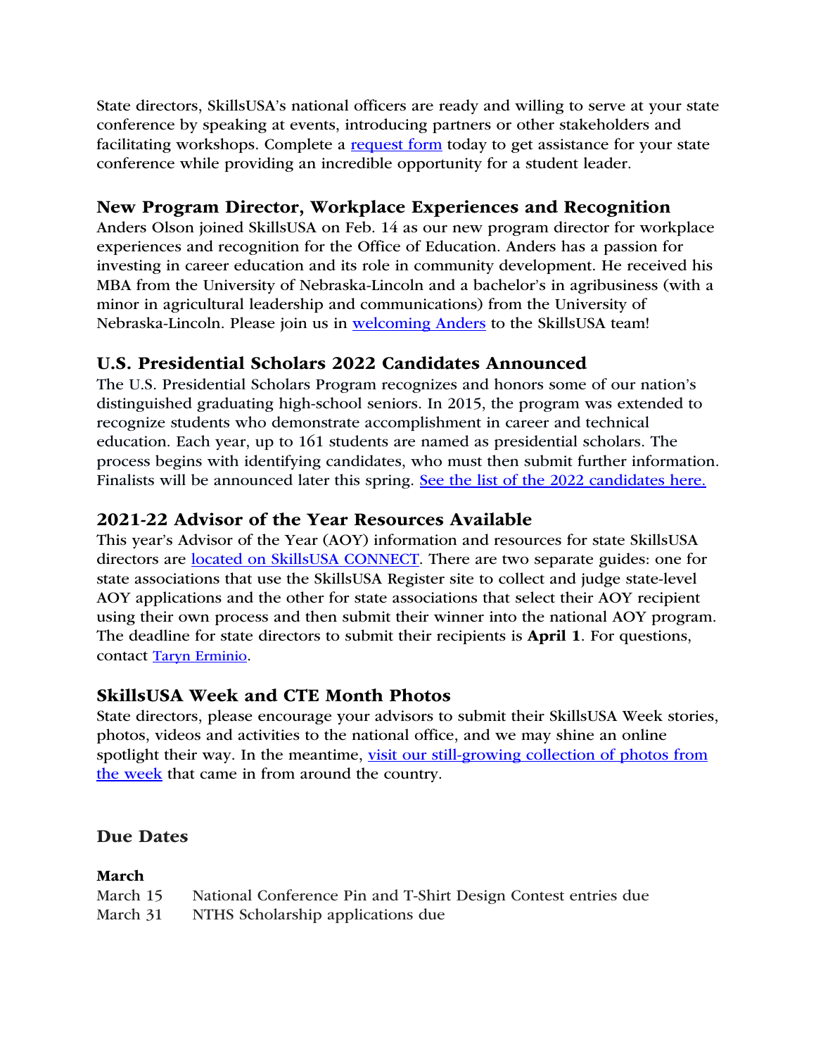State directors, SkillsUSA's national officers are ready and willing to serve at your state conference by speaking at events, introducing partners or other stakeholders and facilitating workshops. Complete a request form today to get assistance for your state conference while providing an incredible opportunity for a student leader.

### New Program Director, Workplace Experiences and Recognition

Anders Olson joined SkillsUSA on Feb. 14 as our new program director for workplace experiences and recognition for the Office of Education. Anders has a passion for investing in career education and its role in community development. He received his MBA from the University of Nebraska-Lincoln and a bachelor's in agribusiness (with a minor in agricultural leadership and communications) from the University of Nebraska-Lincoln. Please join us in welcoming Anders to the SkillsUSA team!

### U.S. Presidential Scholars 2022 Candidates Announced

The U.S. Presidential Scholars Program recognizes and honors some of our nation's distinguished graduating high-school seniors. In 2015, the program was extended to recognize students who demonstrate accomplishment in career and technical education. Each year, up to 161 students are named as presidential scholars. The process begins with identifying candidates, who must then submit further information. Finalists will be announced later this spring. See the list of the 2022 candidates here.

### 2021-22 Advisor of the Year Resources Available

This year's Advisor of the Year (AOY) information and resources for state SkillsUSA directors are located on SkillsUSA CONNECT. There are two separate guides: one for state associations that use the SkillsUSA Register site to collect and judge state-level AOY applications and the other for state associations that select their AOY recipient using their own process and then submit their winner into the national AOY program. The deadline for state directors to submit their recipients is **April 1**. For questions, contact Taryn Erminio.

### SkillsUSA Week and CTE Month Photos

State directors, please encourage your advisors to submit their SkillsUSA Week stories, photos, videos and activities to the national office, and we may shine an online spotlight their way. In the meantime, visit our still-growing collection of photos from the week that came in from around the country.

### Due Dates

**March**

| | |
|---|---|
| March 15 | National Conference Pin and T-Shirt Design Contest entries due |
| March 31 | NTHS Scholarship applications due |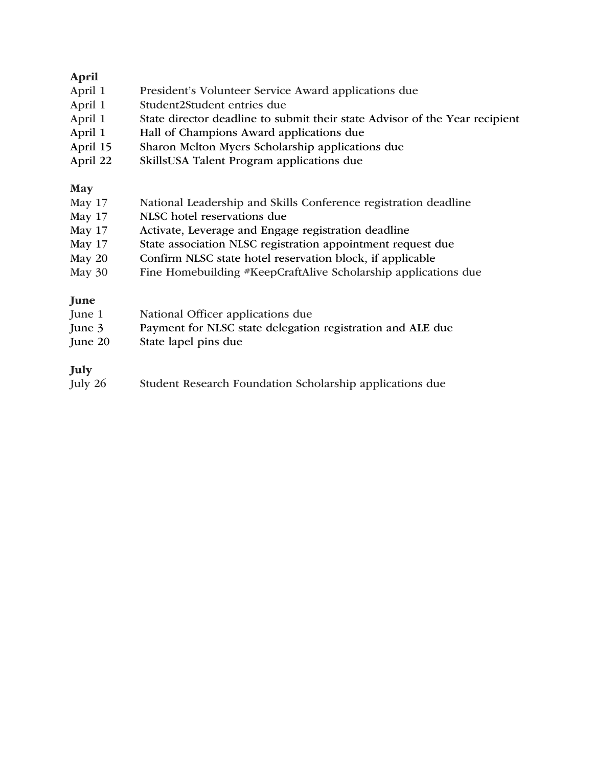**April**

| | |
|---|---|
| April 1 | President's Volunteer Service Award applications due |
| April 1 | Student2Student entries due |
| April 1 | State director deadline to submit their state Advisor of the Year recipient |
| April 1 | Hall of Champions Award applications due |
| April 15 | Sharon Melton Myers Scholarship applications due |
| April 22 | SkillsUSA Talent Program applications due |

**May**

| | |
|---|---|
| May 17 | National Leadership and Skills Conference registration deadline |
| May 17 | NLSC hotel reservations due |
| May 17 | Activate, Leverage and Engage registration deadline |
| May 17 | State association NLSC registration appointment request due |
| May 20 | Confirm NLSC state hotel reservation block, if applicable |
| May 30 | Fine Homebuilding #KeepCraftAlive Scholarship applications due |

**June**

| | |
|---|---|
| June 1 | National Officer applications due |
| June 3 | Payment for NLSC state delegation registration and ALE due |
| June 20 | State lapel pins due |

**July**

| | |
|---|---|
| July 26 | Student Research Foundation Scholarship applications due |